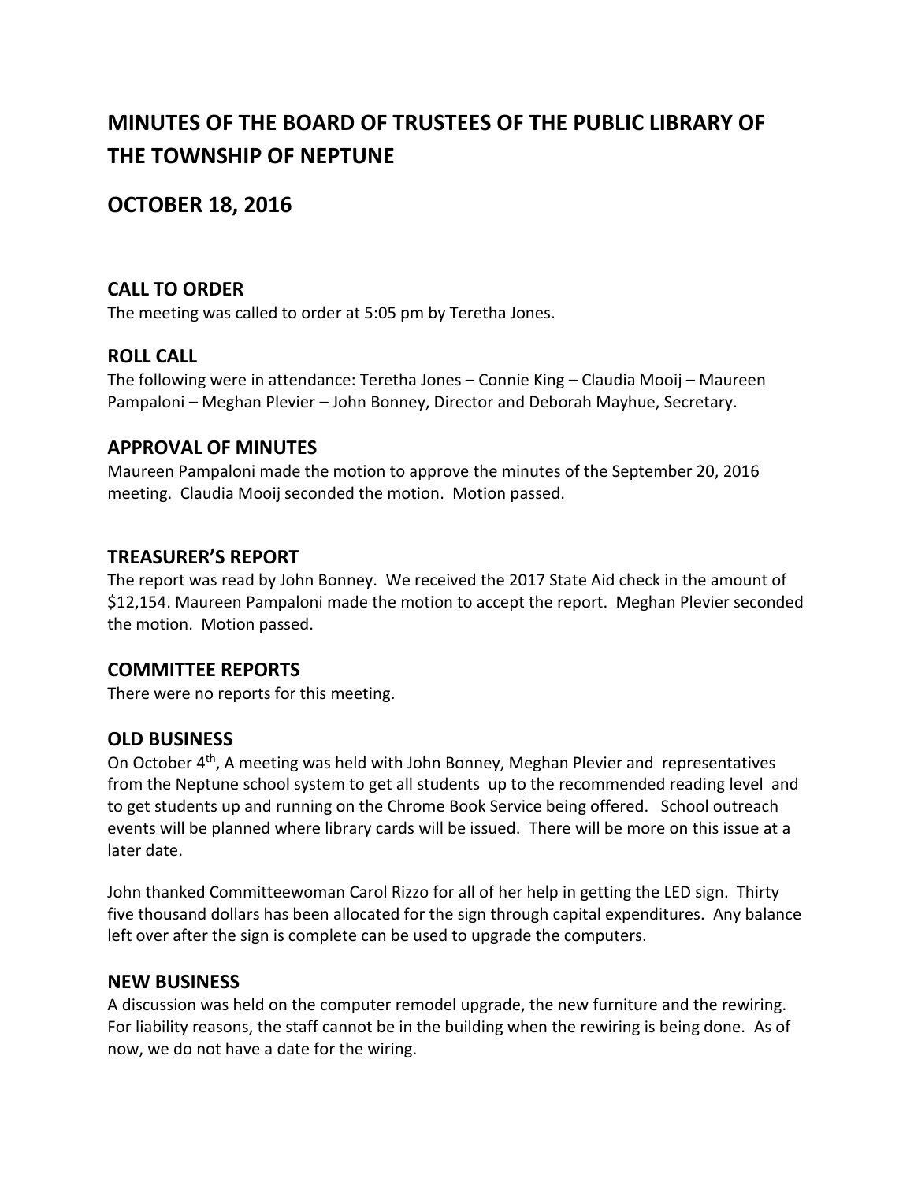# MINUTES OF THE BOARD OF TRUSTEES OF THE PUBLIC LIBRARY OF THE TOWNSHIP OF NEPTUNE

## OCTOBER 18, 2016

### CALL TO ORDER

The meeting was called to order at 5:05 pm by Teretha Jones.

### ROLL CALL

The following were in attendance: Teretha Jones – Connie King – Claudia Mooij – Maureen Pampaloni – Meghan Plevier – John Bonney, Director and Deborah Mayhue, Secretary.

### APPROVAL OF MINUTES

Maureen Pampaloni made the motion to approve the minutes of the September 20, 2016 meeting. Claudia Mooij seconded the motion. Motion passed.

### TREASURER'S REPORT

The report was read by John Bonney. We received the 2017 State Aid check in the amount of $12,154. Maureen Pampaloni made the motion to accept the report. Meghan Plevier seconded the motion. Motion passed.

### COMMITTEE REPORTS

There were no reports for this meeting.

### OLD BUSINESS

On October 4th, A meeting was held with John Bonney, Meghan Plevier and representatives from the Neptune school system to get all students up to the recommended reading level and to get students up and running on the Chrome Book Service being offered. School outreach events will be planned where library cards will be issued. There will be more on this issue at a later date.

John thanked Committeewoman Carol Rizzo for all of her help in getting the LED sign. Thirty five thousand dollars has been allocated for the sign through capital expenditures. Any balance left over after the sign is complete can be used to upgrade the computers.

### NEW BUSINESS

A discussion was held on the computer remodel upgrade, the new furniture and the rewiring. For liability reasons, the staff cannot be in the building when the rewiring is being done. As of now, we do not have a date for the wiring.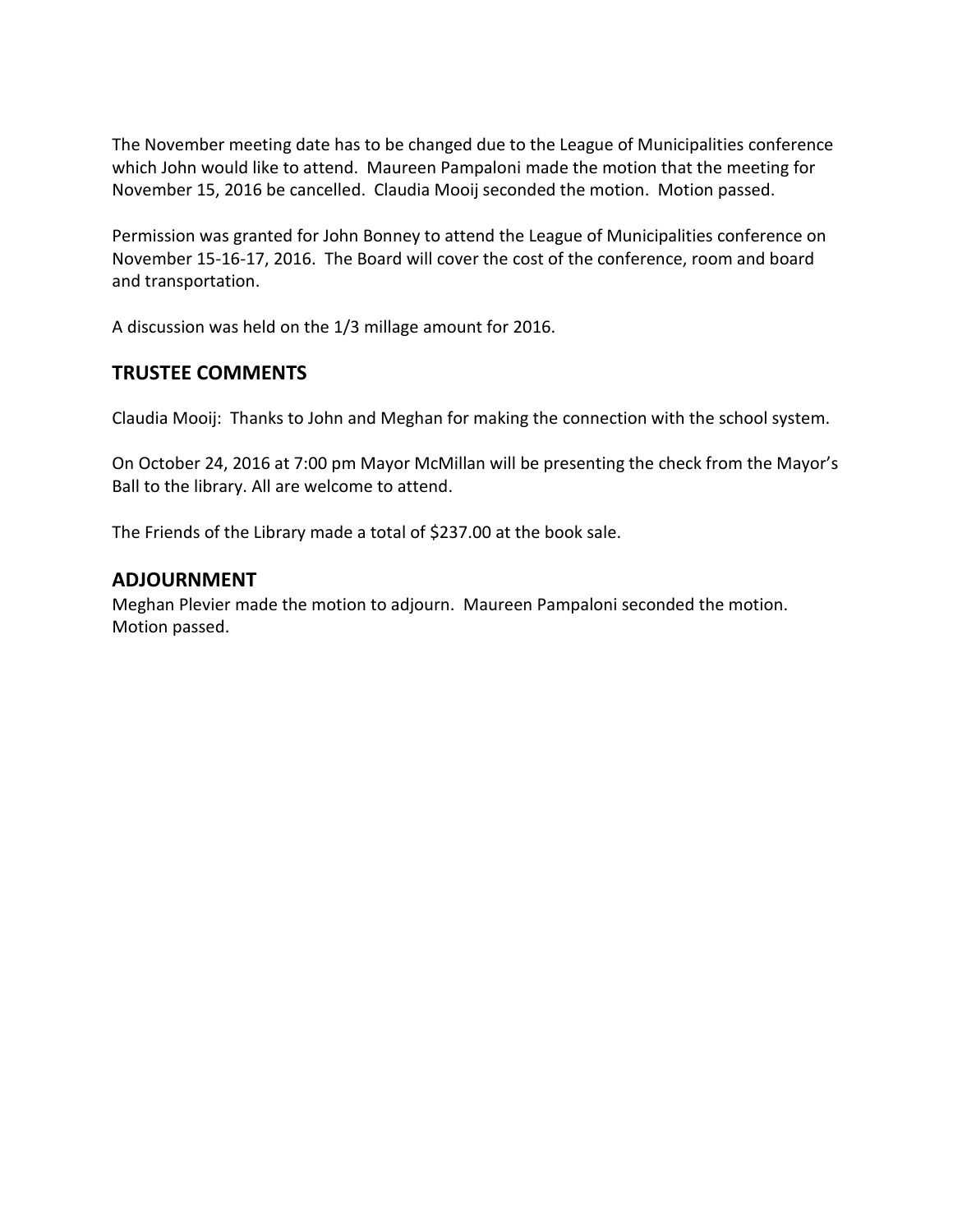The November meeting date has to be changed due to the League of Municipalities conference which John would like to attend. Maureen Pampaloni made the motion that the meeting for November 15, 2016 be cancelled. Claudia Mooij seconded the motion. Motion passed.

Permission was granted for John Bonney to attend the League of Municipalities conference on November 15-16-17, 2016. The Board will cover the cost of the conference, room and board and transportation.

A discussion was held on the 1/3 millage amount for 2016.

## TRUSTEE COMMENTS

Claudia Mooij: Thanks to John and Meghan for making the connection with the school system.

On October 24, 2016 at 7:00 pm Mayor McMillan will be presenting the check from the Mayor's Ball to the library. All are welcome to attend.

The Friends of the Library made a total of $237.00 at the book sale.

## ADJOURNMENT

Meghan Plevier made the motion to adjourn. Maureen Pampaloni seconded the motion. Motion passed.